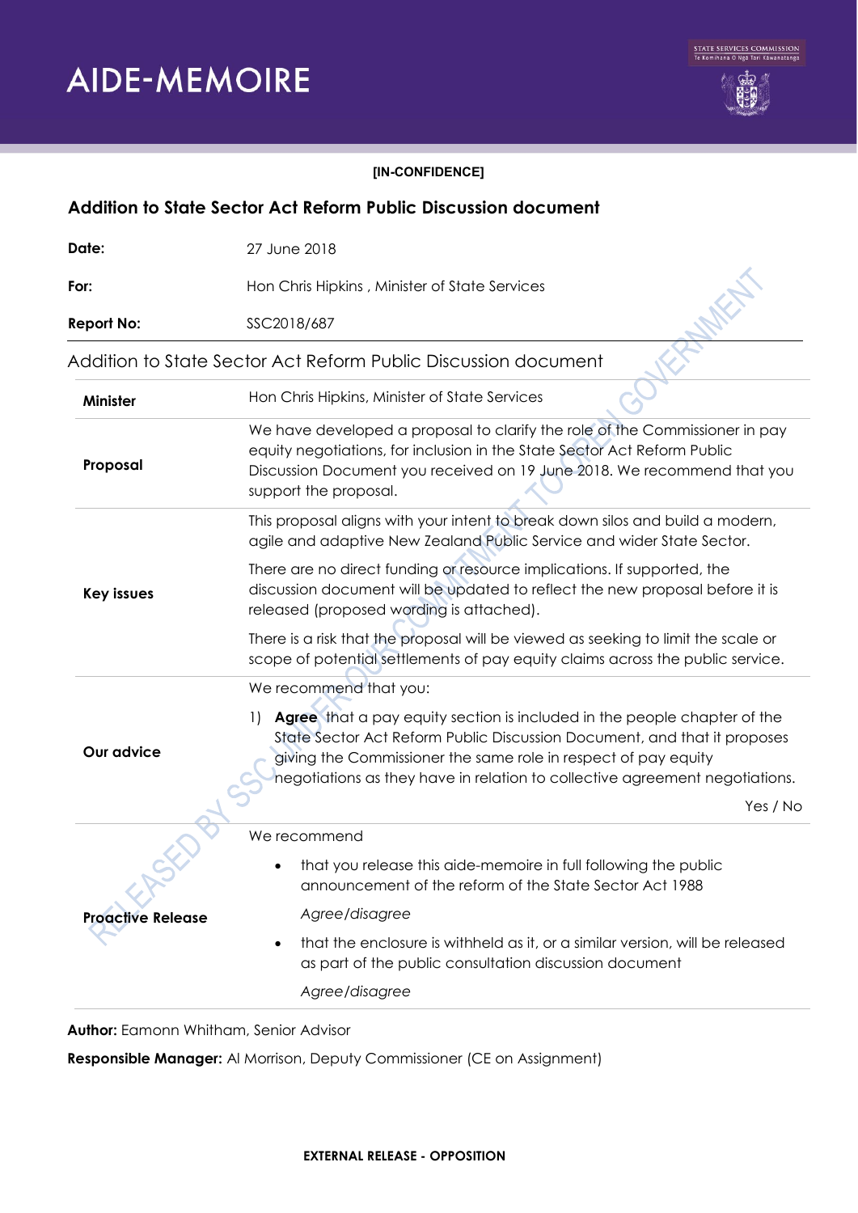# AIDE-MEMOIRE

**[IN-CONFIDENCE]**

## Addition to State Sector Act Reform Public Discussion document

| | |
|---|---|
| **Date:** | 27 June 2018 |
| **For:** | Hon Chris Hipkins , Minister of State Services |
| **Report No:** | SSC2018/687 |

### Addition to State Sector Act Reform Public Discussion document

| | |
|---|---|
| **Minister** | Hon Chris Hipkins, Minister of State Services |
| **Proposal** | We have developed a proposal to clarify the role of the Commissioner in pay equity negotiations, for inclusion in the State Sector Act Reform Public Discussion Document you received on 19 June 2018. We recommend that you support the proposal. |
| **Key issues** | This proposal aligns with your intent to break down silos and build a modern, agile and adaptive New Zealand Public Service and wider State Sector.<br><br>There are no direct funding or resource implications. If supported, the discussion document will be updated to reflect the new proposal before it is released (proposed wording is attached).<br><br>There is a risk that the proposal will be viewed as seeking to limit the scale or scope of potential settlements of pay equity claims across the public service. |
| **Our advice** | We recommend that you:<br><br>1) **Agree** that a pay equity section is included in the people chapter of the State Sector Act Reform Public Discussion Document, and that it proposes giving the Commissioner the same role in respect of pay equity negotiations as they have in relation to collective agreement negotiations.<br><br>Yes / No |
| **Proactive Release** | We recommend<br><br>• that you release this aide-memoire in full following the public announcement of the reform of the State Sector Act 1988<br><br>*Agree/disagree*<br><br>• that the enclosure is withheld as it, or a similar version, will be released as part of the public consultation discussion document<br><br>*Agree/disagree* |

**Author:** Eamonn Whitham, Senior Advisor

**Responsible Manager:** Al Morrison, Deputy Commissioner (CE on Assignment)

**EXTERNAL RELEASE - OPPOSITION**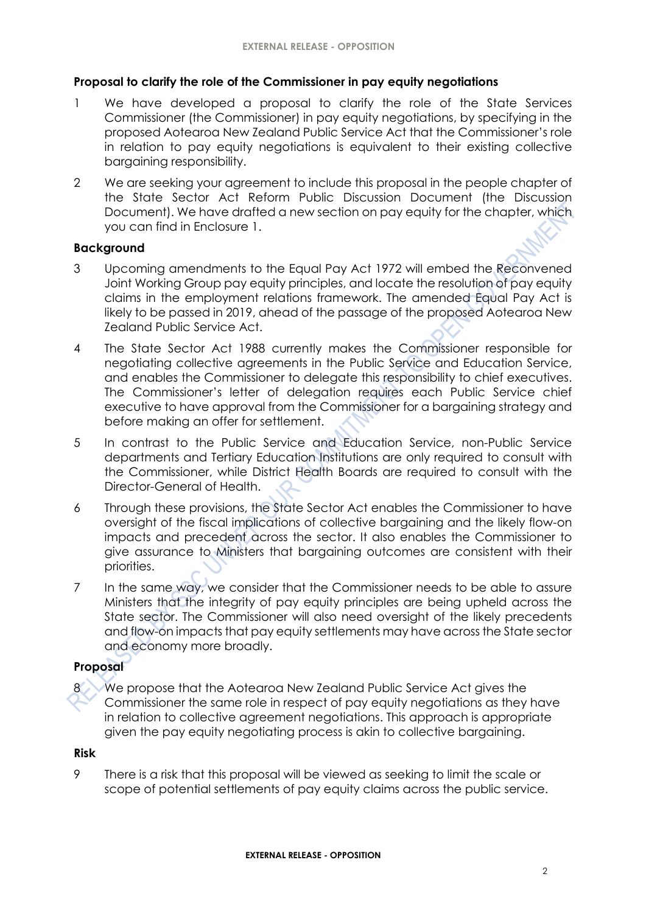**Proposal to clarify the role of the Commissioner in pay equity negotiations**

1. We have developed a proposal to clarify the role of the State Services Commissioner (the Commissioner) in pay equity negotiations, by specifying in the proposed Aotearoa New Zealand Public Service Act that the Commissioner's role in relation to pay equity negotiations is equivalent to their existing collective bargaining responsibility.

2. We are seeking your agreement to include this proposal in the people chapter of the State Sector Act Reform Public Discussion Document (the Discussion Document). We have drafted a new section on pay equity for the chapter, which you can find in Enclosure 1.

**Background**

3. Upcoming amendments to the Equal Pay Act 1972 will embed the Reconvened Joint Working Group pay equity principles, and locate the resolution of pay equity claims in the employment relations framework. The amended Equal Pay Act is likely to be passed in 2019, ahead of the passage of the proposed Aotearoa New Zealand Public Service Act.

4. The State Sector Act 1988 currently makes the Commissioner responsible for negotiating collective agreements in the Public Service and Education Service, and enables the Commissioner to delegate this responsibility to chief executives. The Commissioner's letter of delegation requires each Public Service chief executive to have approval from the Commissioner for a bargaining strategy and before making an offer for settlement.

5. In contrast to the Public Service and Education Service, non-Public Service departments and Tertiary Education Institutions are only required to consult with the Commissioner, while District Health Boards are required to consult with the Director-General of Health.

6. Through these provisions, the State Sector Act enables the Commissioner to have oversight of the fiscal implications of collective bargaining and the likely flow-on impacts and precedent across the sector. It also enables the Commissioner to give assurance to Ministers that bargaining outcomes are consistent with their priorities.

7. In the same way, we consider that the Commissioner needs to be able to assure Ministers that the integrity of pay equity principles are being upheld across the State sector. The Commissioner will also need oversight of the likely precedents and flow-on impacts that pay equity settlements may have across the State sector and economy more broadly.

**Proposal**

8. We propose that the Aotearoa New Zealand Public Service Act gives the Commissioner the same role in respect of pay equity negotiations as they have in relation to collective agreement negotiations. This approach is appropriate given the pay equity negotiating process is akin to collective bargaining.

**Risk**

9. There is a risk that this proposal will be viewed as seeking to limit the scale or scope of potential settlements of pay equity claims across the public service.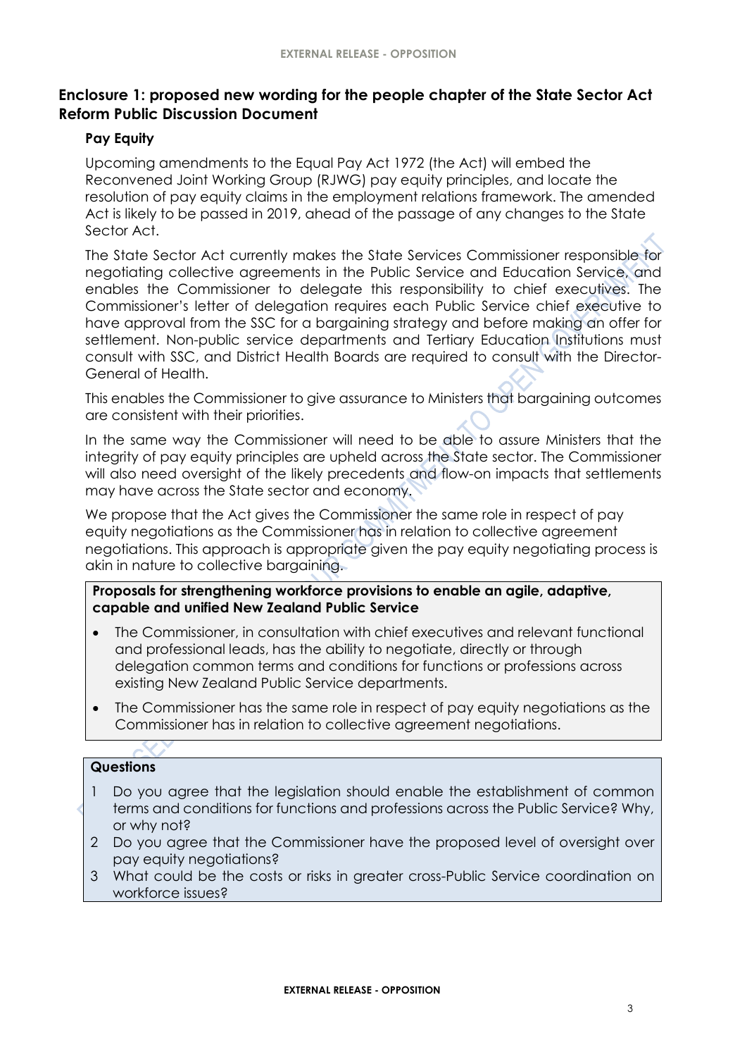## Enclosure 1: proposed new wording for the people chapter of the State Sector Act Reform Public Discussion Document

### Pay Equity

Upcoming amendments to the Equal Pay Act 1972 (the Act) will embed the Reconvened Joint Working Group (RJWG) pay equity principles, and locate the resolution of pay equity claims in the employment relations framework. The amended Act is likely to be passed in 2019, ahead of the passage of any changes to the State Sector Act.

The State Sector Act currently makes the State Services Commissioner responsible for negotiating collective agreements in the Public Service and Education Service, and enables the Commissioner to delegate this responsibility to chief executives. The Commissioner's letter of delegation requires each Public Service chief executive to have approval from the SSC for a bargaining strategy and before making an offer for settlement. Non-public service departments and Tertiary Education Institutions must consult with SSC, and District Health Boards are required to consult with the Director-General of Health.

This enables the Commissioner to give assurance to Ministers that bargaining outcomes are consistent with their priorities.

In the same way the Commissioner will need to be able to assure Ministers that the integrity of pay equity principles are upheld across the State sector. The Commissioner will also need oversight of the likely precedents and flow-on impacts that settlements may have across the State sector and economy.

We propose that the Act gives the Commissioner the same role in respect of pay equity negotiations as the Commissioner has in relation to collective agreement negotiations. This approach is appropriate given the pay equity negotiating process is akin in nature to collective bargaining.

**Proposals for strengthening workforce provisions to enable an agile, adaptive, capable and unified New Zealand Public Service**

- The Commissioner, in consultation with chief executives and relevant functional and professional leads, has the ability to negotiate, directly or through delegation common terms and conditions for functions or professions across existing New Zealand Public Service departments.
- The Commissioner has the same role in respect of pay equity negotiations as the Commissioner has in relation to collective agreement negotiations.

**Questions**

1. Do you agree that the legislation should enable the establishment of common terms and conditions for functions and professions across the Public Service? Why, or why not?
2. Do you agree that the Commissioner have the proposed level of oversight over pay equity negotiations?
3. What could be the costs or risks in greater cross-Public Service coordination on workforce issues?